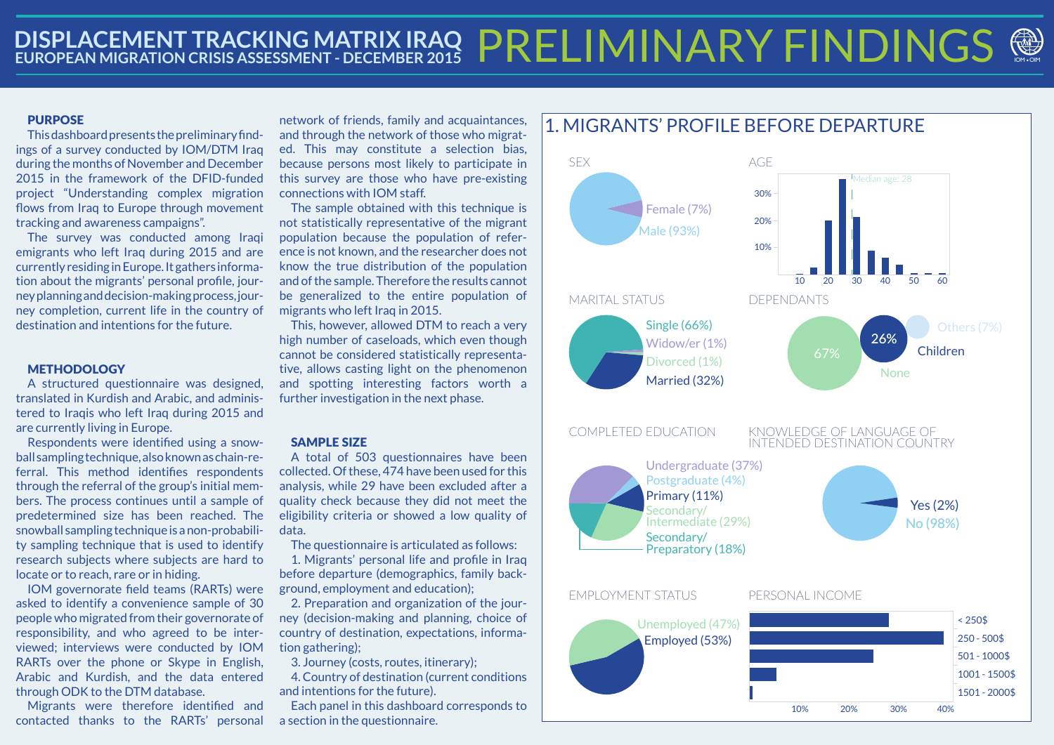# DISPLACEMENT TRACKING MATRIX IRAQ

## EUROPEAN MIGRATION CRISIS ASSESSMENT - DECEMBER 2015

# PRELIMINARY FINDINGS

### PURPOSE

This dashboard presents the preliminary findings of a survey conducted by IOM/DTM Iraq during the months of November and December 2015 in the framework of the DFID-funded project "Understanding complex migration flows from Iraq to Europe through movement tracking and awareness campaigns".

The survey was conducted among Iraqi emigrants who left Iraq during 2015 and are currently residing in Europe. It gathers information about the migrants' personal profile, journey planning and decision-making process, journey completion, current life in the country of destination and intentions for the future.

### METHODOLOGY

A structured questionnaire was designed, translated in Kurdish and Arabic, and administered to Iraqis who left Iraq during 2015 and are currently living in Europe.

Respondents were identified using a snowball sampling technique, also known as chain-referral. This method identifies respondents through the referral of the group's initial members. The process continues until a sample of predetermined size has been reached. The snowball sampling technique is a non-probability sampling technique that is used to identify research subjects where subjects are hard to locate or to reach, rare or in hiding.

IOM governorate field teams (RARTs) were asked to identify a convenience sample of 30 people who migrated from their governorate of responsibility, and who agreed to be interviewed; interviews were conducted by IOM RARTs over the phone or Skype in English, Arabic and Kurdish, and the data entered through ODK to the DTM database.

Migrants were therefore identified and contacted thanks to the RARTs' personal network of friends, family and acquaintances, and through the network of those who migrated. This may constitute a selection bias, because persons most likely to participate in this survey are those who have pre-existing connections with IOM staff.

The sample obtained with this technique is not statistically representative of the migrant population because the population of reference is not known, and the researcher does not know the true distribution of the population and of the sample. Therefore the results cannot be generalized to the entire population of migrants who left Iraq in 2015.

This, however, allowed DTM to reach a very high number of caseloads, which even though cannot be considered statistically representative, allows casting light on the phenomenon and spotting interesting factors worth a further investigation in the next phase.

### SAMPLE SIZE

A total of 503 questionnaires have been collected. Of these, 474 have been used for this analysis, while 29 have been excluded after a quality check because they did not meet the eligibility criteria or showed a low quality of data.

The questionnaire is articulated as follows:

1. Migrants' personal life and profile in Iraq before departure (demographics, family background, employment and education);
2. Preparation and organization of the journey (decision-making and planning, choice of country of destination, expectations, information gathering);
3. Journey (costs, routes, itinerary);
4. Country of destination (current conditions and intentions for the future).

Each panel in this dashboard corresponds to a section in the questionnaire.

## 1. MIGRANTS' PROFILE BEFORE DEPARTURE

**SEX**
- Female (7%)
- Male (93%)

**AGE**
- Median age: 28

**MARITAL STATUS**
- Single (66%)
- Widow/er (1%)
- Divorced (1%)
- Married (32%)

**DEPENDANTS**
- None: 67%
- Children: 26%
- Others (7%)

**COMPLETED EDUCATION**
- Undergraduate (37%)
- Postgraduate (4%)
- Primary (11%)
- Secondary/Intermediate (29%)
- Secondary/Preparatory (18%)

**KNOWLEDGE OF LANGUAGE OF INTENDED DESTINATION COUNTRY**
- Yes (2%)
- No (98%)

**EMPLOYMENT STATUS**
- Unemployed (47%)
- Employed (53%)

**PERSONAL INCOME**
- < 250$
- 250 - 500$
- 501 - 1000$
- 1001 - 1500$
- 1501 - 2000$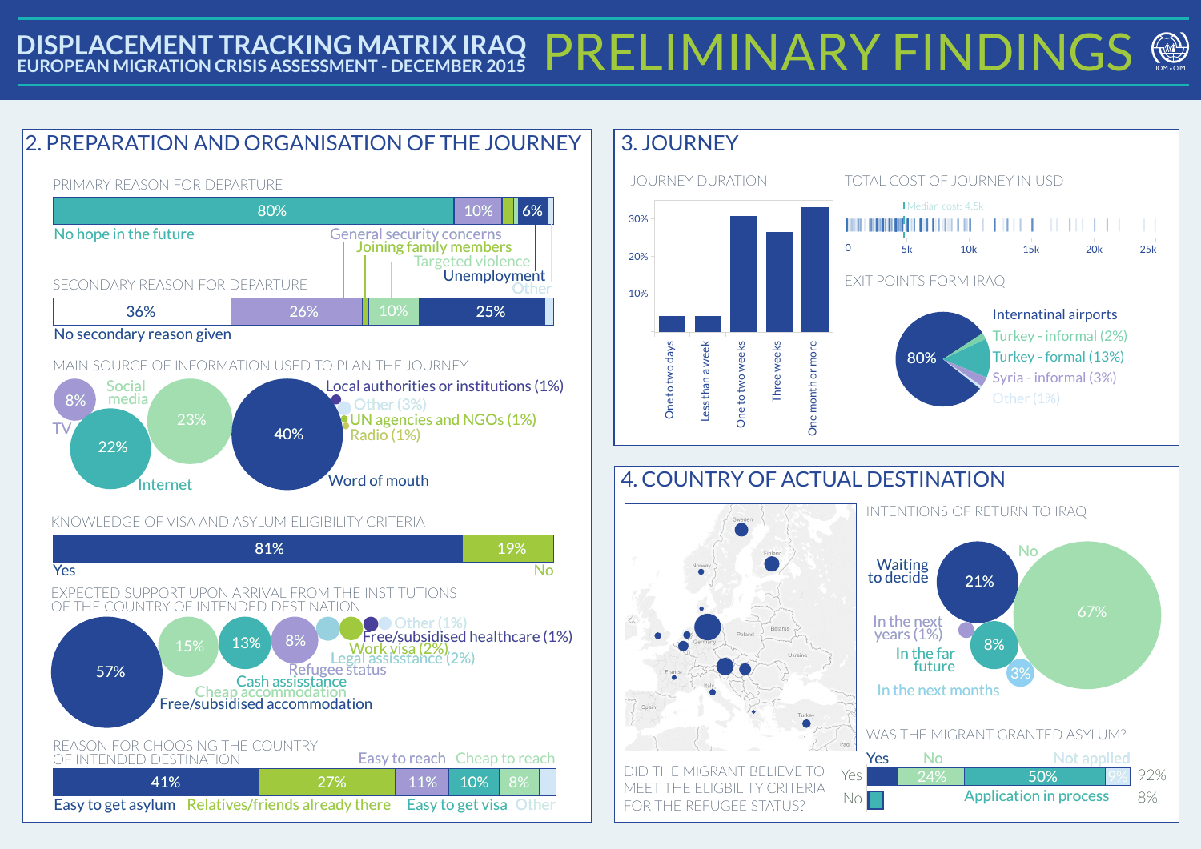# DISPLACEMENT TRACKING MATRIX IRAQ
## EUROPEAN MIGRATION CRISIS ASSESSMENT - DECEMBER 2015

# PRELIMINARY FINDINGS

IOM • OIM

## 2. PREPARATION AND ORGANISATION OF THE JOURNEY

PRIMARY REASON FOR DEPARTURE

80%
10%
6%

No hope in the future
General security concerns
Joining family members
Targeted violence
Unemployment
Other

SECONDARY REASON FOR DEPARTURE

36%
26%
10%
25%

No secondary reason given

MAIN SOURCE OF INFORMATION USED TO PLAN THE JOURNEY

8% TV
Social media
22% Internet
23%
40% Word of mouth
Local authorities or institutions (1%)
Other (3%)
UN agencies and NGOs (1%)
Radio (1%)

KNOWLEDGE OF VISA AND ASYLUM ELIGIBILITY CRITERIA

81% Yes
19% No

EXPECTED SUPPORT UPON ARRIVAL FROM THE INSTITUTIONS OF THE COUNTRY OF INTENDED DESTINATION

57% Free/subsidised accommodation
15% Cheap accommodation
13% Cash assistance
8% Refugee status
Legal assistance (2%)
Work visa (2%)
Free/subsidised healthcare (1%)
Other (1%)

REASON FOR CHOOSING THE COUNTRY OF INTENDED DESTINATION

41% Easy to get asylum
27% Relatives/friends already there
11% Easy to reach
10% Easy to get visa
8% Cheap to reach
Other

## 3. JOURNEY

JOURNEY DURATION

30%
20%
10%

One to two days
Less than a week
One to two weeks
Three weeks
One month or more

TOTAL COST OF JOURNEY IN USD

Median cost: 4.5k

0
5k
10k
15k
20k
25k

EXIT POINTS FORM IRAQ

80% International airports
Turkey - informal (2%)
Turkey - formal (13%)
Syria - informal (3%)
Other (1%)

## 4. COUNTRY OF ACTUAL DESTINATION

Sweden
Finland
Norway
Germany
Poland
Belarus
Ukraine
France
Italy
Spain
Turkey
Iraq

INTENTIONS OF RETURN TO IRAQ

21% Waiting to decide
67% No
In the next years (1%)
8% In the far future
3% In the next months

WAS THE MIGRANT GRANTED ASYLUM?

DID THE MIGRANT BELIEVE TO MEET THE ELIGIBILITY CRITERIA FOR THE REFUGEE STATUS?

Yes | No | Not applied

Yes: 24% | 50% | 9% — 92%
Application in process
No: 8%